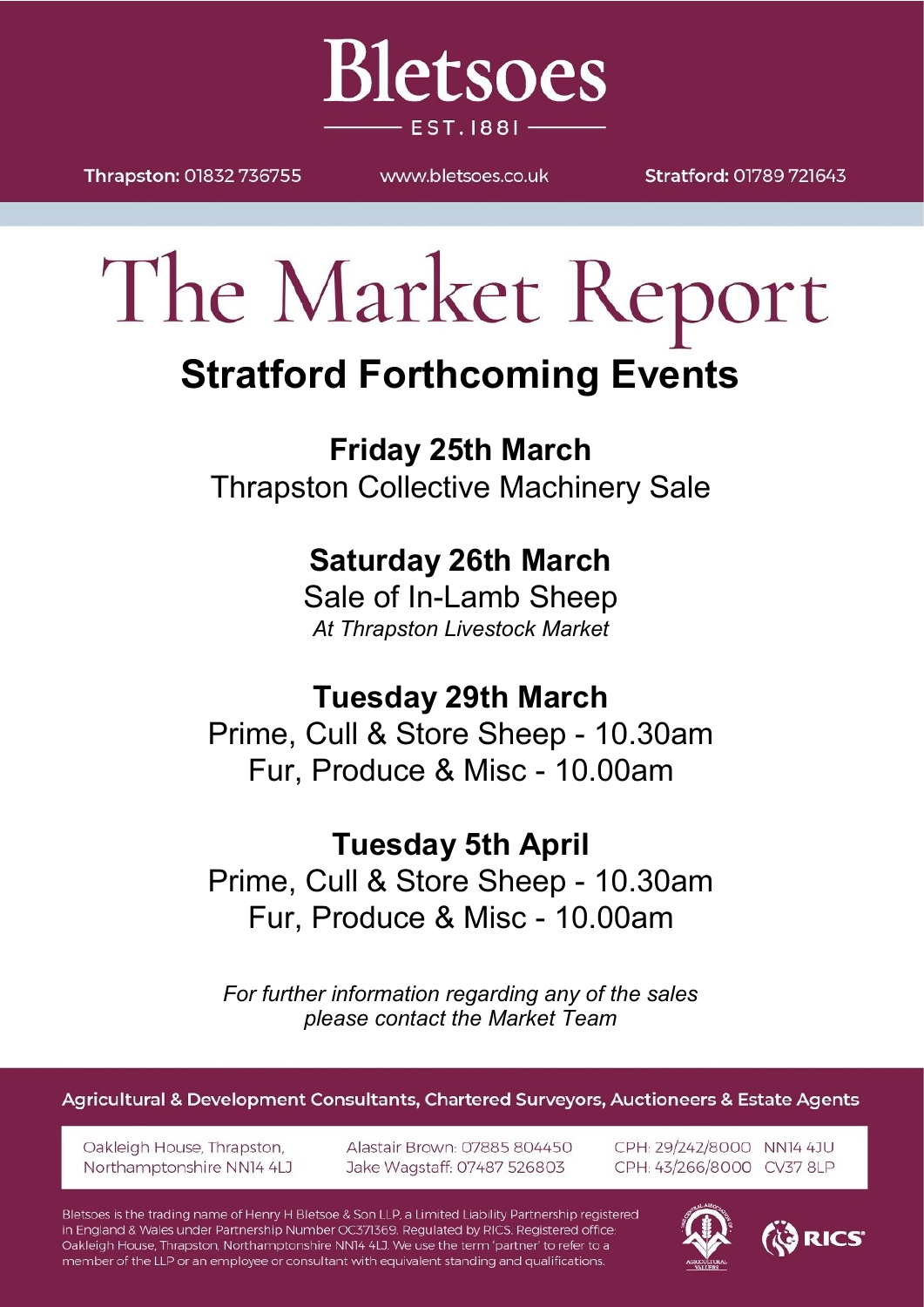# Bletsoes

EST. 1881

**Thrapston:** 01832 736755 www.bletsoes.co.uk **Stratford:** 01789 721643

# The Market Report

## Stratford Forthcoming Events

**Friday 25th March**
Thrapston Collective Machinery Sale

**Saturday 26th March**
Sale of In-Lamb Sheep
*At Thrapston Livestock Market*

**Tuesday 29th March**
Prime, Cull & Store Sheep - 10.30am
Fur, Produce & Misc - 10.00am

**Tuesday 5th April**
Prime, Cull & Store Sheep - 10.30am
Fur, Produce & Misc - 10.00am

*For further information regarding any of the sales please contact the Market Team*

Agricultural & Development Consultants, Chartered Surveyors, Auctioneers & Estate Agents

Oakleigh House, Thrapston, Northamptonshire NN14 4LJ

Alastair Brown: 07885 804450
Jake Wagstaff: 07487 526803

CPH: 29/242/8000 NN14 4JU
CPH: 43/266/8000 CV37 8LP

Bletsoes is the trading name of Henry H Bletsoe & Son LLP, a Limited Liability Partnership registered in England & Wales under Partnership Number OC371369. Regulated by RICS. Registered office: Oakleigh House, Thrapston, Northamptonshire NN14 4LJ. We use the term 'partner' to refer to a member of the LLP or an employee or consultant with equivalent standing and qualifications.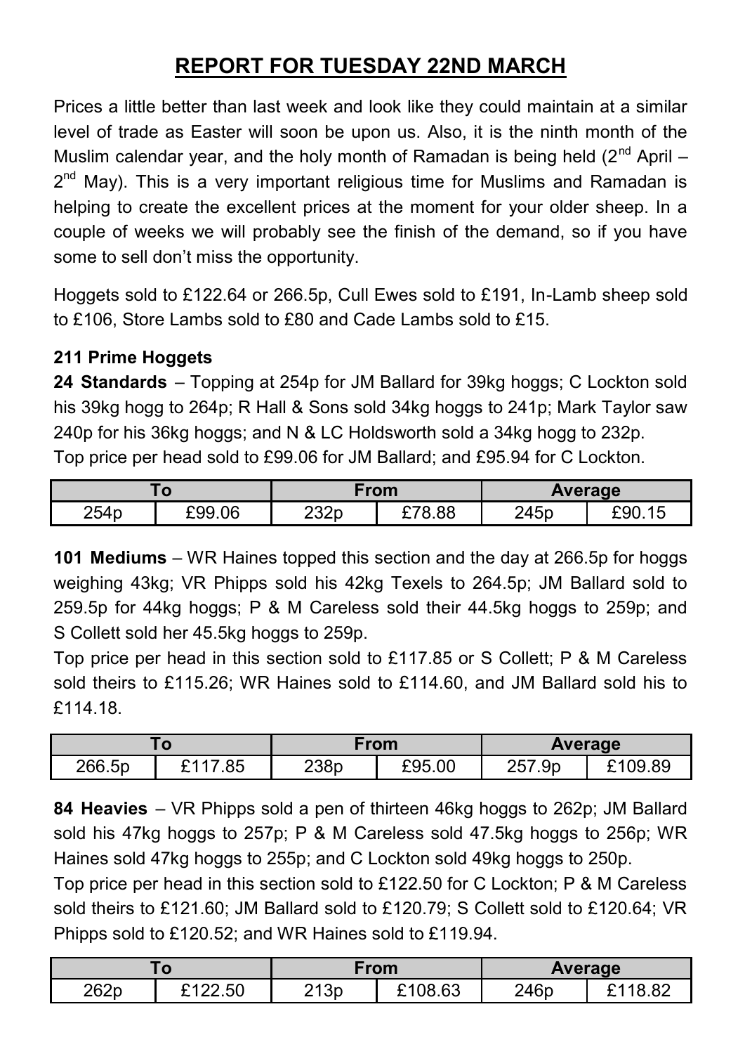# REPORT FOR TUESDAY 22ND MARCH

Prices a little better than last week and look like they could maintain at a similar level of trade as Easter will soon be upon us. Also, it is the ninth month of the Muslim calendar year, and the holy month of Ramadan is being held (2nd April – 2nd May). This is a very important religious time for Muslims and Ramadan is helping to create the excellent prices at the moment for your older sheep. In a couple of weeks we will probably see the finish of the demand, so if you have some to sell don't miss the opportunity.

Hoggets sold to £122.64 or 266.5p, Cull Ewes sold to £191, In-Lamb sheep sold to £106, Store Lambs sold to £80 and Cade Lambs sold to £15.

**211 Prime Hoggets**

**24 Standards** – Topping at 254p for JM Ballard for 39kg hoggs; C Lockton sold his 39kg hogg to 264p; R Hall & Sons sold 34kg hoggs to 241p; Mark Taylor saw 240p for his 36kg hoggs; and N & LC Holdsworth sold a 34kg hogg to 232p.
Top price per head sold to £99.06 for JM Ballard; and £95.94 for C Lockton.

| To | | From | | Average | |
|---|---|---|---|---|---|
| 254p | £99.06 | 232p | £78.88 | 245p | £90.15 |

**101 Mediums** – WR Haines topped this section and the day at 266.5p for hoggs weighing 43kg; VR Phipps sold his 42kg Texels to 264.5p; JM Ballard sold to 259.5p for 44kg hoggs; P & M Careless sold their 44.5kg hoggs to 259p; and S Collett sold her 45.5kg hoggs to 259p.
Top price per head in this section sold to £117.85 or S Collett; P & M Careless sold theirs to £115.26; WR Haines sold to £114.60, and JM Ballard sold his to £114.18.

| To | | From | | Average | |
|---|---|---|---|---|---|
| 266.5p | £117.85 | 238p | £95.00 | 257.9p | £109.89 |

**84 Heavies** – VR Phipps sold a pen of thirteen 46kg hoggs to 262p; JM Ballard sold his 47kg hoggs to 257p; P & M Careless sold 47.5kg hoggs to 256p; WR Haines sold 47kg hoggs to 255p; and C Lockton sold 49kg hoggs to 250p.
Top price per head in this section sold to £122.50 for C Lockton; P & M Careless sold theirs to £121.60; JM Ballard sold to £120.79; S Collett sold to £120.64; VR Phipps sold to £120.52; and WR Haines sold to £119.94.

| To | | From | | Average | |
|---|---|---|---|---|---|
| 262p | £122.50 | 213p | £108.63 | 246p | £118.82 |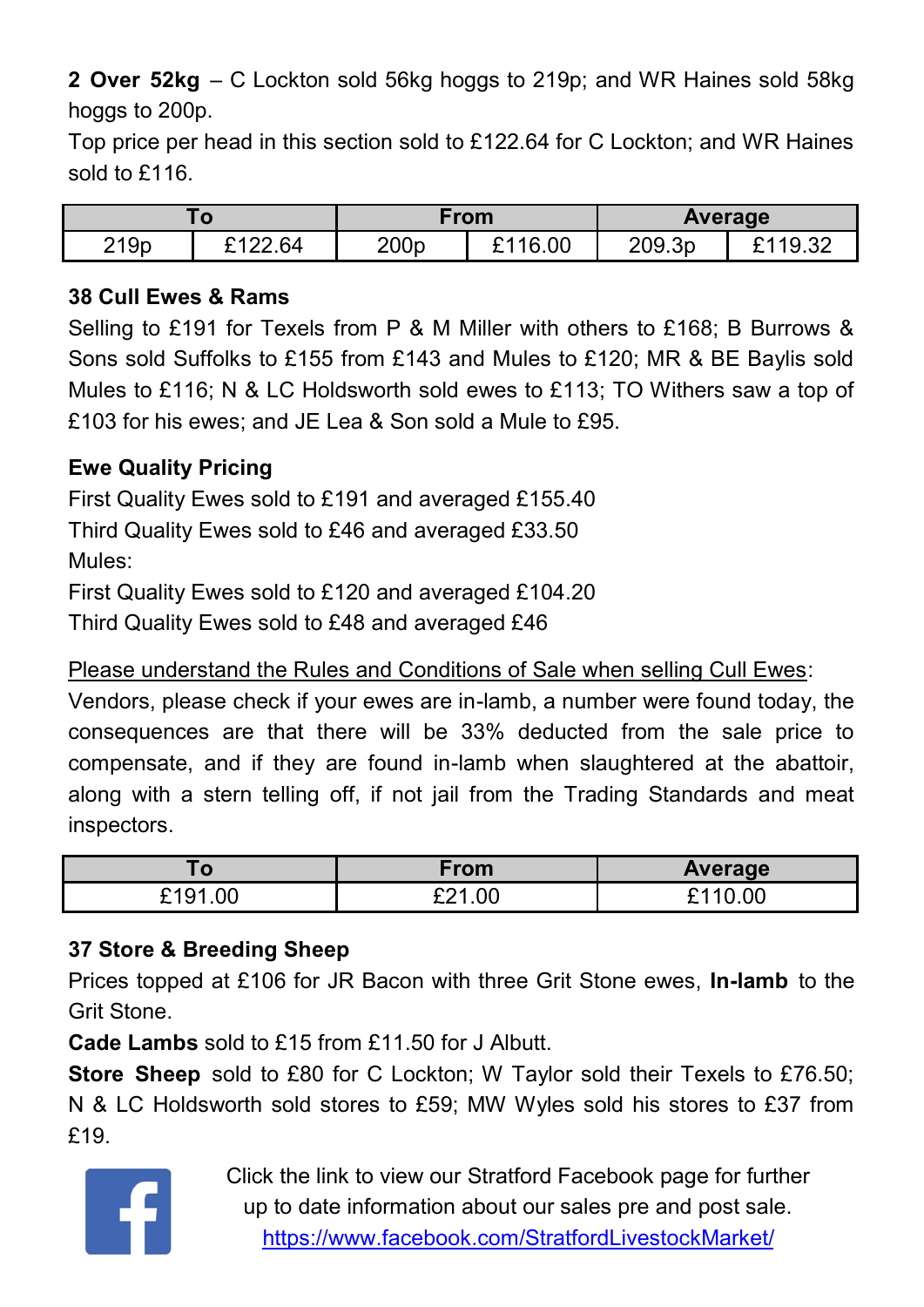**2 Over 52kg** – C Lockton sold 56kg hoggs to 219p; and WR Haines sold 58kg hoggs to 200p.
Top price per head in this section sold to £122.64 for C Lockton; and WR Haines sold to £116.

| To | | From | | Average | |
|---|---|---|---|---|---|
| 219p | £122.64 | 200p | £116.00 | 209.3p | £119.32 |

**38 Cull Ewes & Rams**

Selling to £191 for Texels from P & M Miller with others to £168; B Burrows & Sons sold Suffolks to £155 from £143 and Mules to £120; MR & BE Baylis sold Mules to £116; N & LC Holdsworth sold ewes to £113; TO Withers saw a top of £103 for his ewes; and JE Lea & Son sold a Mule to £95.

**Ewe Quality Pricing**

First Quality Ewes sold to £191 and averaged £155.40
Third Quality Ewes sold to £46 and averaged £33.50
Mules:
First Quality Ewes sold to £120 and averaged £104.20
Third Quality Ewes sold to £48 and averaged £46

Please understand the Rules and Conditions of Sale when selling Cull Ewes:
Vendors, please check if your ewes are in-lamb, a number were found today, the consequences are that there will be 33% deducted from the sale price to compensate, and if they are found in-lamb when slaughtered at the abattoir, along with a stern telling off, if not jail from the Trading Standards and meat inspectors.

| To | From | Average |
|---|---|---|
| £191.00 | £21.00 | £110.00 |

**37 Store & Breeding Sheep**

Prices topped at £106 for JR Bacon with three Grit Stone ewes, **In-lamb** to the Grit Stone.
**Cade Lambs** sold to £15 from £11.50 for J Albutt.
**Store Sheep** sold to £80 for C Lockton; W Taylor sold their Texels to £76.50; N & LC Holdsworth sold stores to £59; MW Wyles sold his stores to £37 from £19.

Click the link to view our Stratford Facebook page for further up to date information about our sales pre and post sale.
https://www.facebook.com/StratfordLivestockMarket/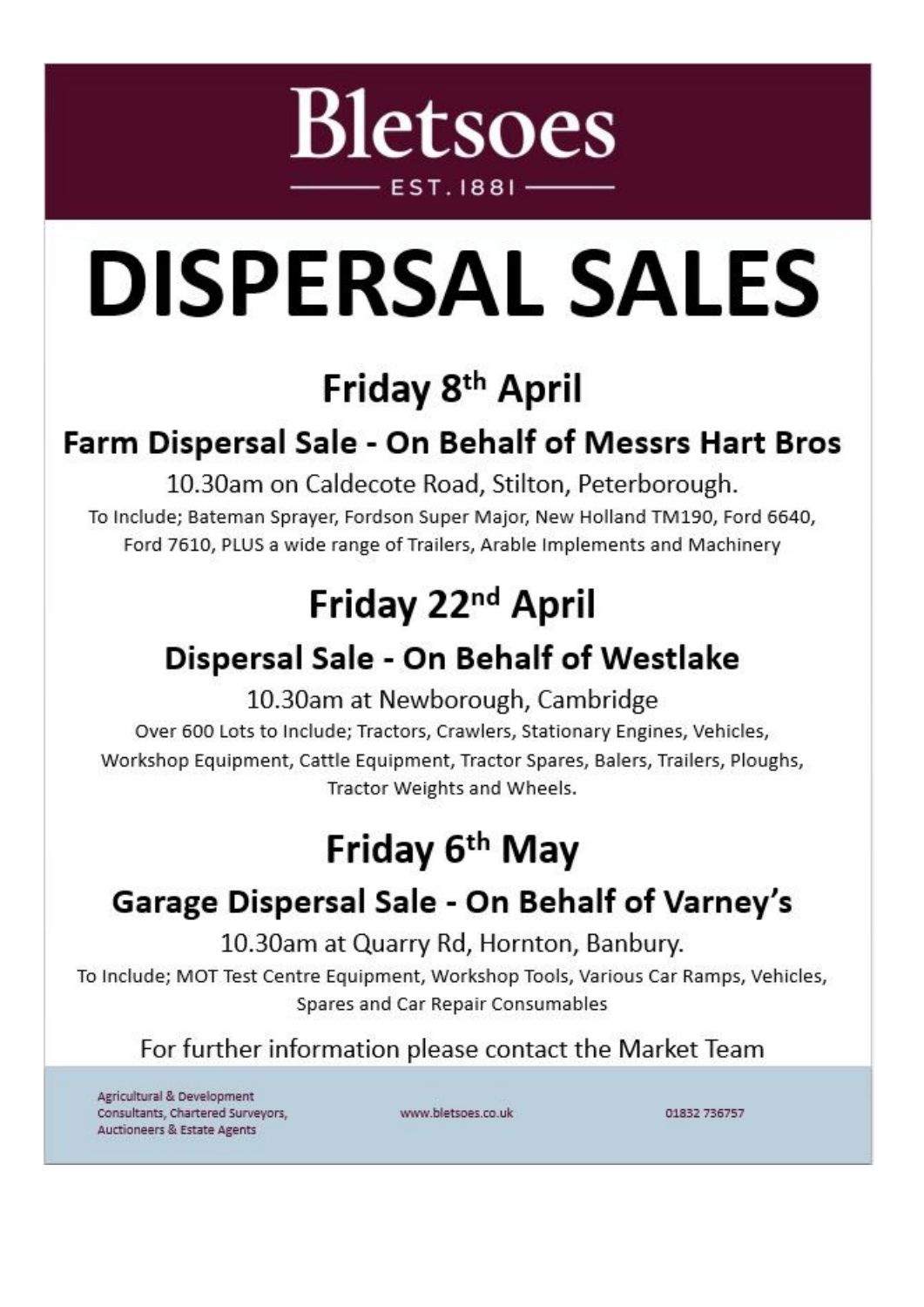# Bletsoes

EST. 1881

# DISPERSAL SALES

## Friday 8th April

### Farm Dispersal Sale - On Behalf of Messrs Hart Bros

10.30am on Caldecote Road, Stilton, Peterborough.

To Include; Bateman Sprayer, Fordson Super Major, New Holland TM190, Ford 6640, Ford 7610, PLUS a wide range of Trailers, Arable Implements and Machinery

## Friday 22nd April

### Dispersal Sale - On Behalf of Westlake

10.30am at Newborough, Cambridge

Over 600 Lots to Include; Tractors, Crawlers, Stationary Engines, Vehicles, Workshop Equipment, Cattle Equipment, Tractor Spares, Balers, Trailers, Ploughs, Tractor Weights and Wheels.

## Friday 6th May

### Garage Dispersal Sale - On Behalf of Varney's

10.30am at Quarry Rd, Hornton, Banbury.

To Include; MOT Test Centre Equipment, Workshop Tools, Various Car Ramps, Vehicles, Spares and Car Repair Consumables

For further information please contact the Market Team

Agricultural & Development Consultants, Chartered Surveyors, Auctioneers & Estate Agents

www.bletsoes.co.uk

01832 736757